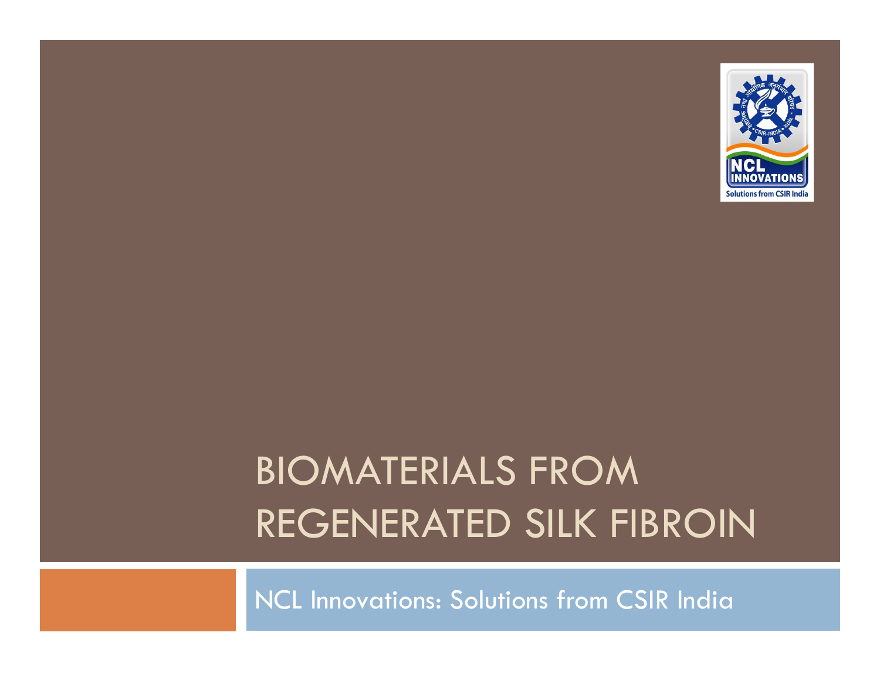# BIOMATERIALS FROM REGENERATED SILK FIBROIN

NCL Innovations: Solutions from CSIR India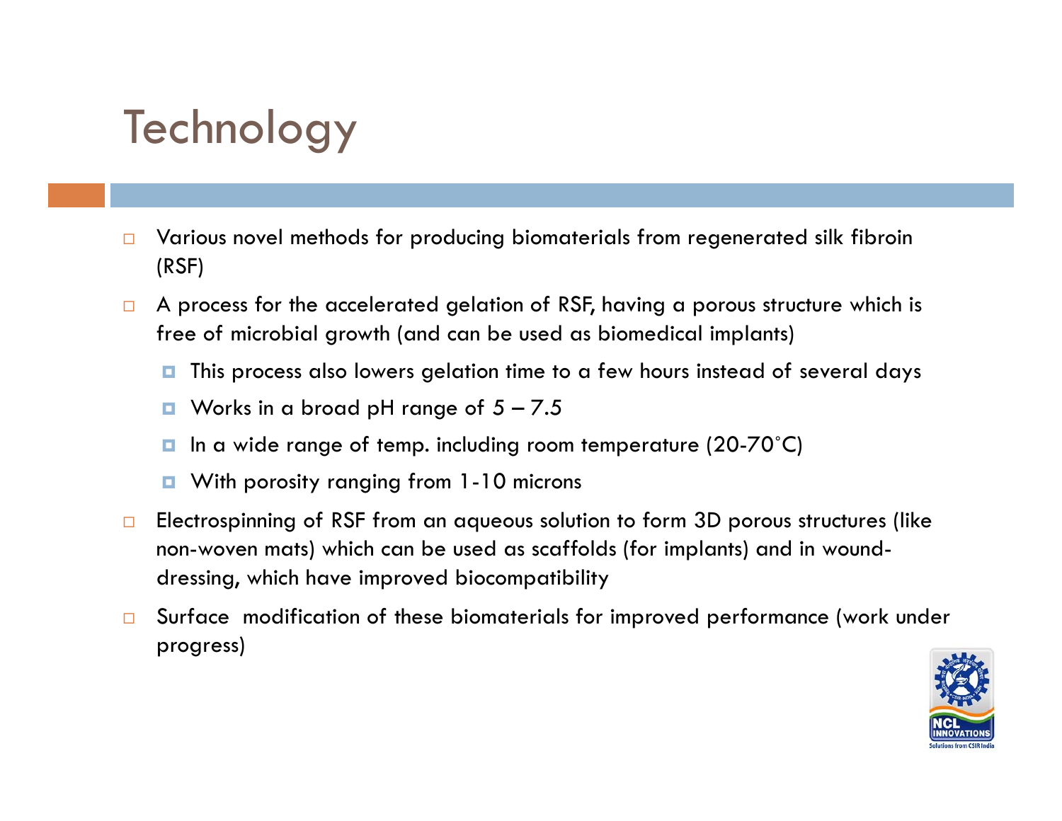# Technology

- Various novel methods for producing biomaterials from regenerated silk fibroin (RSF)
- A process for the accelerated gelation of RSF, having a porous structure which is free of microbial growth (and can be used as biomedical implants)
  - This process also lowers gelation time to a few hours instead of several days
  - Works in a broad pH range of 5 – 7.5
  - In a wide range of temp. including room temperature (20-70˚C)
  - With porosity ranging from 1-10 microns
- Electrospinning of RSF from an aqueous solution to form 3D porous structures (like non-woven mats) which can be used as scaffolds (for implants) and in wound-dressing, which have improved biocompatibility
- Surface modification of these biomaterials for improved performance (work under progress)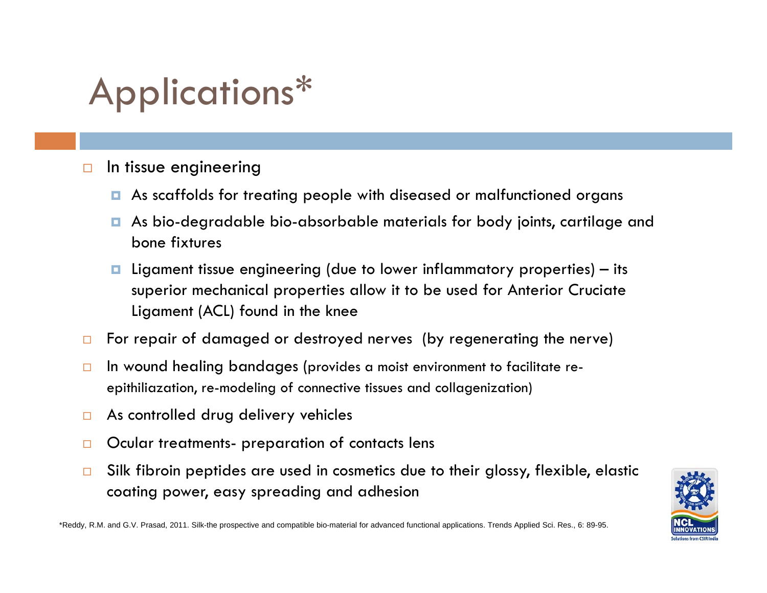# Applications*

- In tissue engineering
  - As scaffolds for treating people with diseased or malfunctioned organs
  - As bio-degradable bio-absorbable materials for body joints, cartilage and bone fixtures
  - Ligament tissue engineering (due to lower inflammatory properties) – its superior mechanical properties allow it to be used for Anterior Cruciate Ligament (ACL) found in the knee
- For repair of damaged or destroyed nerves (by regenerating the nerve)
- In wound healing bandages (provides a moist environment to facilitate re-epithiliazation, re-modeling of connective tissues and collagenization)
- As controlled drug delivery vehicles
- Ocular treatments- preparation of contacts lens
- Silk fibroin peptides are used in cosmetics due to their glossy, flexible, elastic coating power, easy spreading and adhesion

*Reddy, R.M. and G.V. Prasad, 2011. Silk-the prospective and compatible bio-material for advanced functional applications. Trends Applied Sci. Res., 6: 89-95.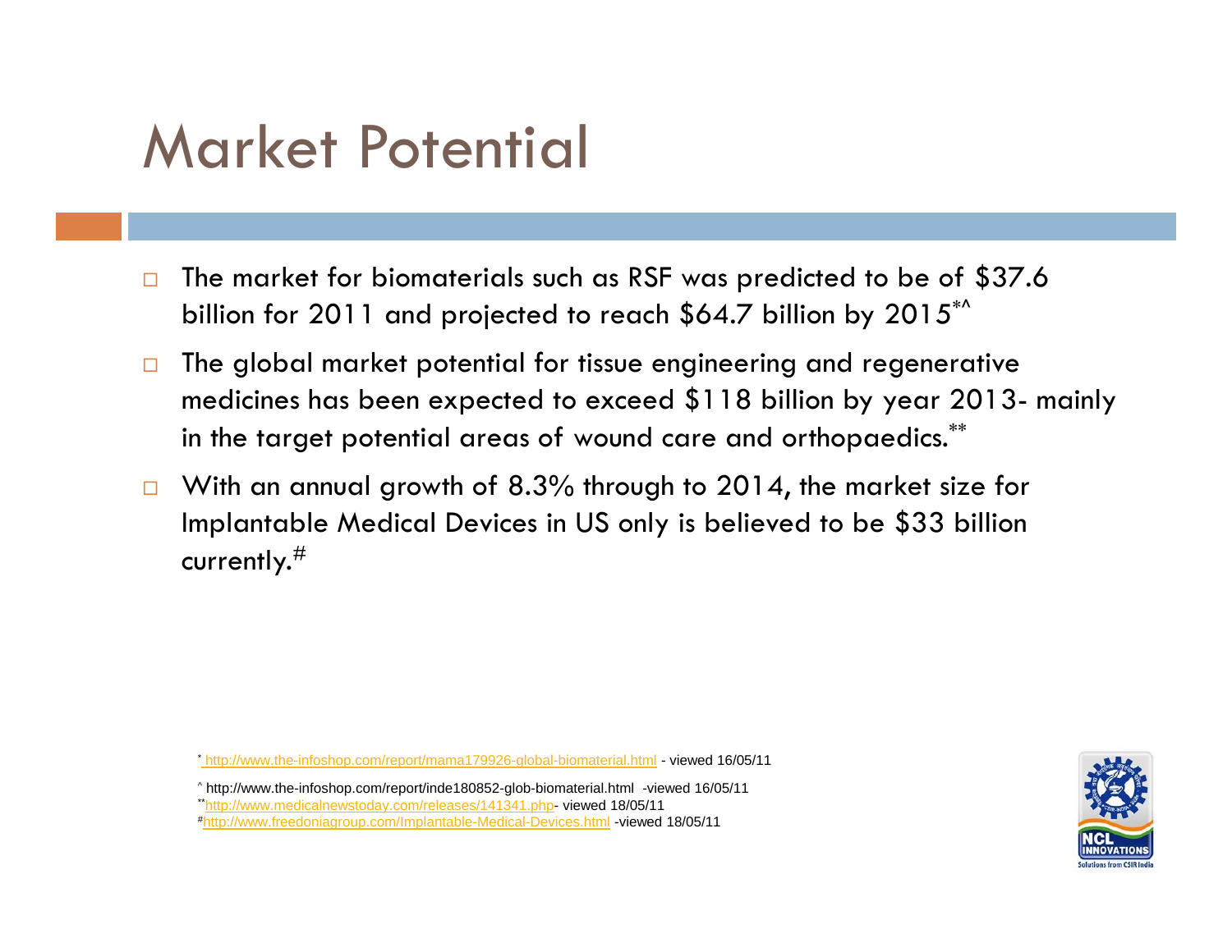# Market Potential

- The market for biomaterials such as RSF was predicted to be of $37.6 billion for 2011 and projected to reach $64.7 billion by 2015[*^]
- The global market potential for tissue engineering and regenerative medicines has been expected to exceed $118 billion by year 2013- mainly in the target potential areas of wound care and orthopaedics.[**]
- With an annual growth of 8.3% through to 2014, the market size for Implantable Medical Devices in US only is believed to be $33 billion currently.[#]

[*] http://www.the-infoshop.com/report/mama179926-global-biomaterial.html - viewed 16/05/11

[^] http://www.the-infoshop.com/report/inde180852-glob-biomaterial.html -viewed 16/05/11

[**] http://www.medicalnewstoday.com/releases/141341.php- viewed 18/05/11

[#] http://www.freedoniagroup.com/Implantable-Medical-Devices.html -viewed 18/05/11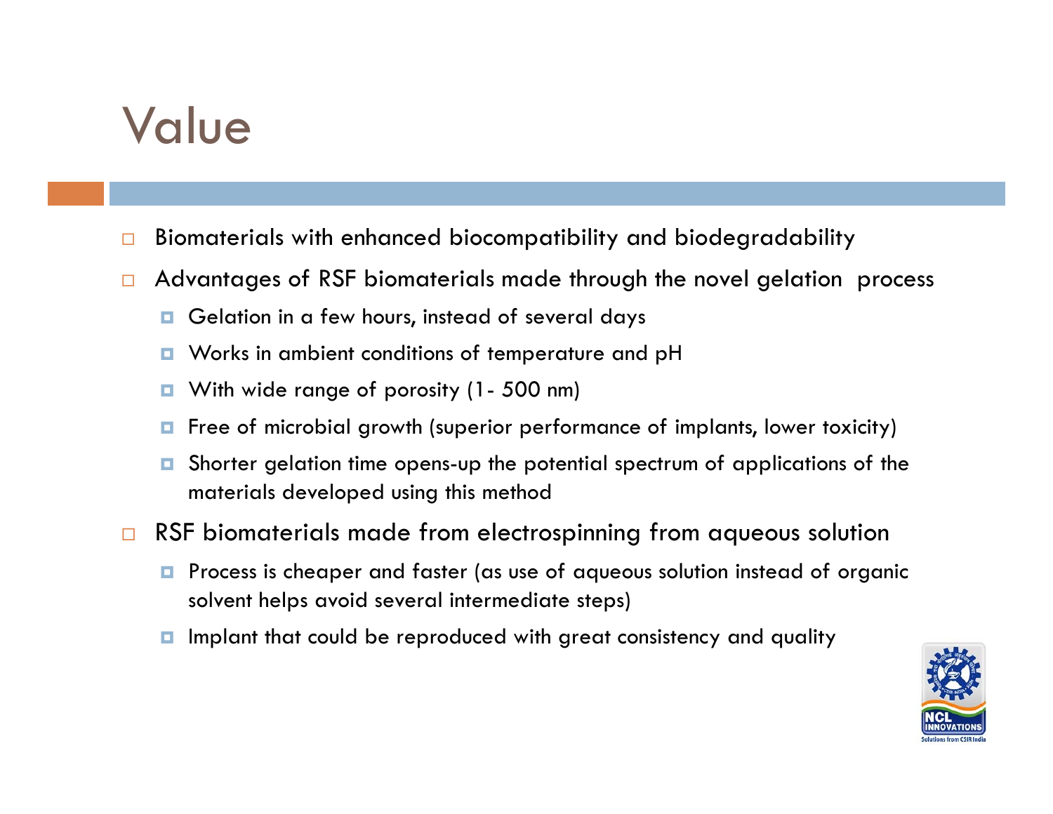# Value

- Biomaterials with enhanced biocompatibility and biodegradability
- Advantages of RSF biomaterials made through the novel gelation process
  - Gelation in a few hours, instead of several days
  - Works in ambient conditions of temperature and pH
  - With wide range of porosity (1- 500 nm)
  - Free of microbial growth (superior performance of implants, lower toxicity)
  - Shorter gelation time opens-up the potential spectrum of applications of the materials developed using this method
- RSF biomaterials made from electrospinning from aqueous solution
  - Process is cheaper and faster (as use of aqueous solution instead of organic solvent helps avoid several intermediate steps)
  - Implant that could be reproduced with great consistency and quality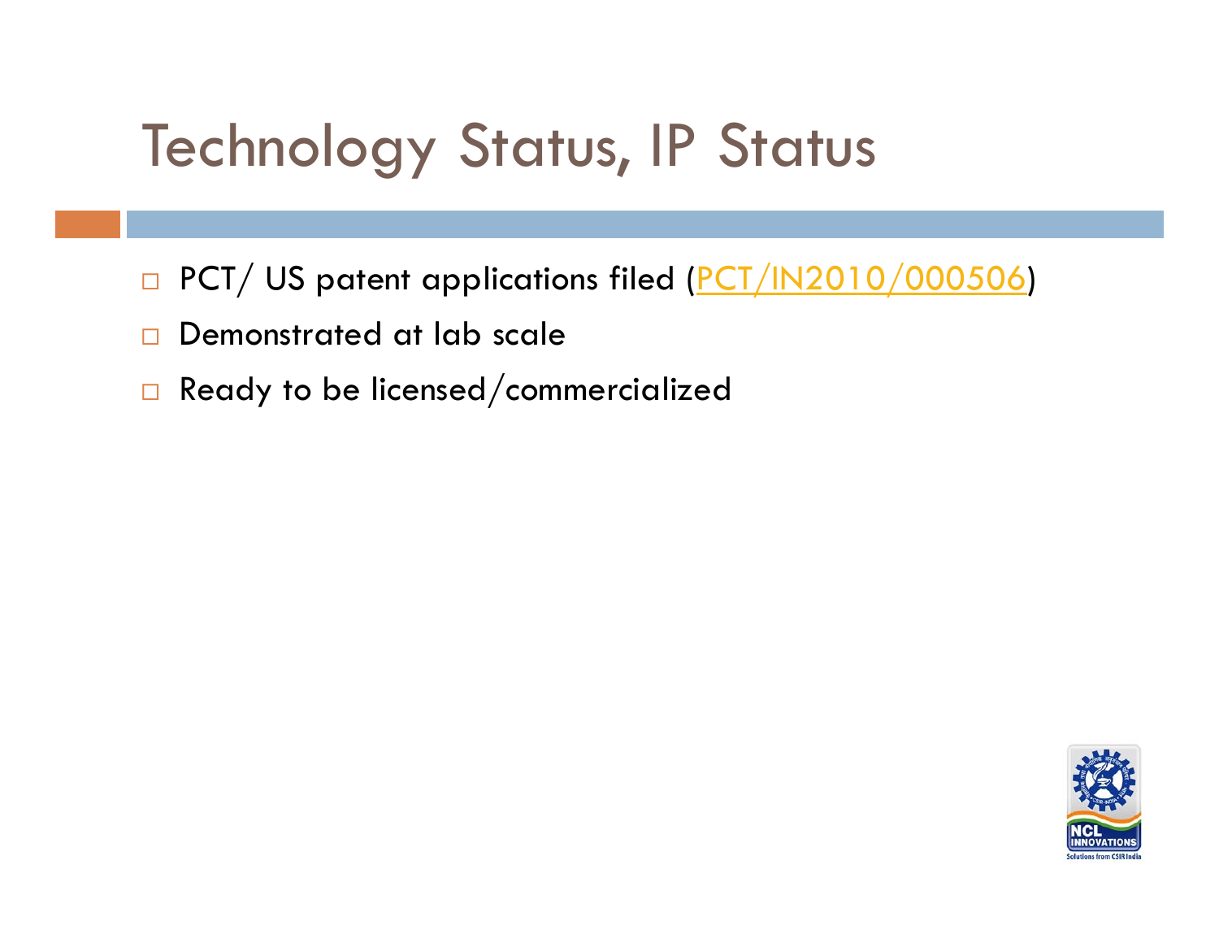# Technology Status, IP Status

- PCT/ US patent applications filed (PCT/IN2010/000506)
- Demonstrated at lab scale
- Ready to be licensed/commercialized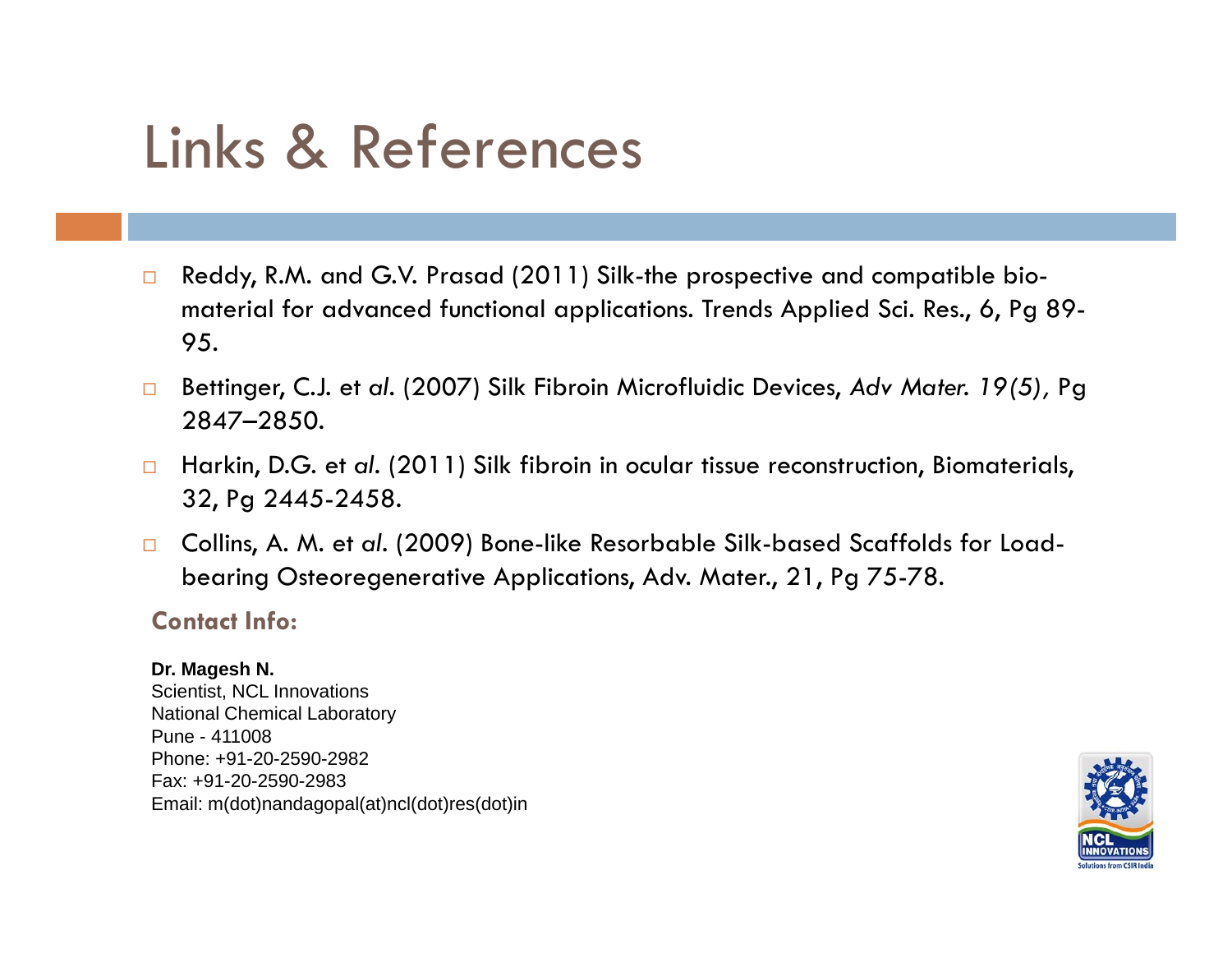# Links & References

- Reddy, R.M. and G.V. Prasad (2011) Silk-the prospective and compatible bio-material for advanced functional applications. Trends Applied Sci. Res., 6, Pg 89-95.
- Bettinger, C.J. et *al*. (2007) Silk Fibroin Microfluidic Devices, *Adv Mater. 19(5),* Pg 2847–2850.
- Harkin, D.G. et *al*. (2011) Silk fibroin in ocular tissue reconstruction, Biomaterials, 32, Pg 2445-2458.
- Collins, A. M. et *al*. (2009) Bone-like Resorbable Silk-based Scaffolds for Load-bearing Osteoregenerative Applications, Adv. Mater., 21, Pg 75-78.

**Contact Info:**

**Dr. Magesh N.**
Scientist, NCL Innovations
National Chemical Laboratory
Pune - 411008
Phone: +91-20-2590-2982
Fax: +91-20-2590-2983
Email: m(dot)nandagopal(at)ncl(dot)res(dot)in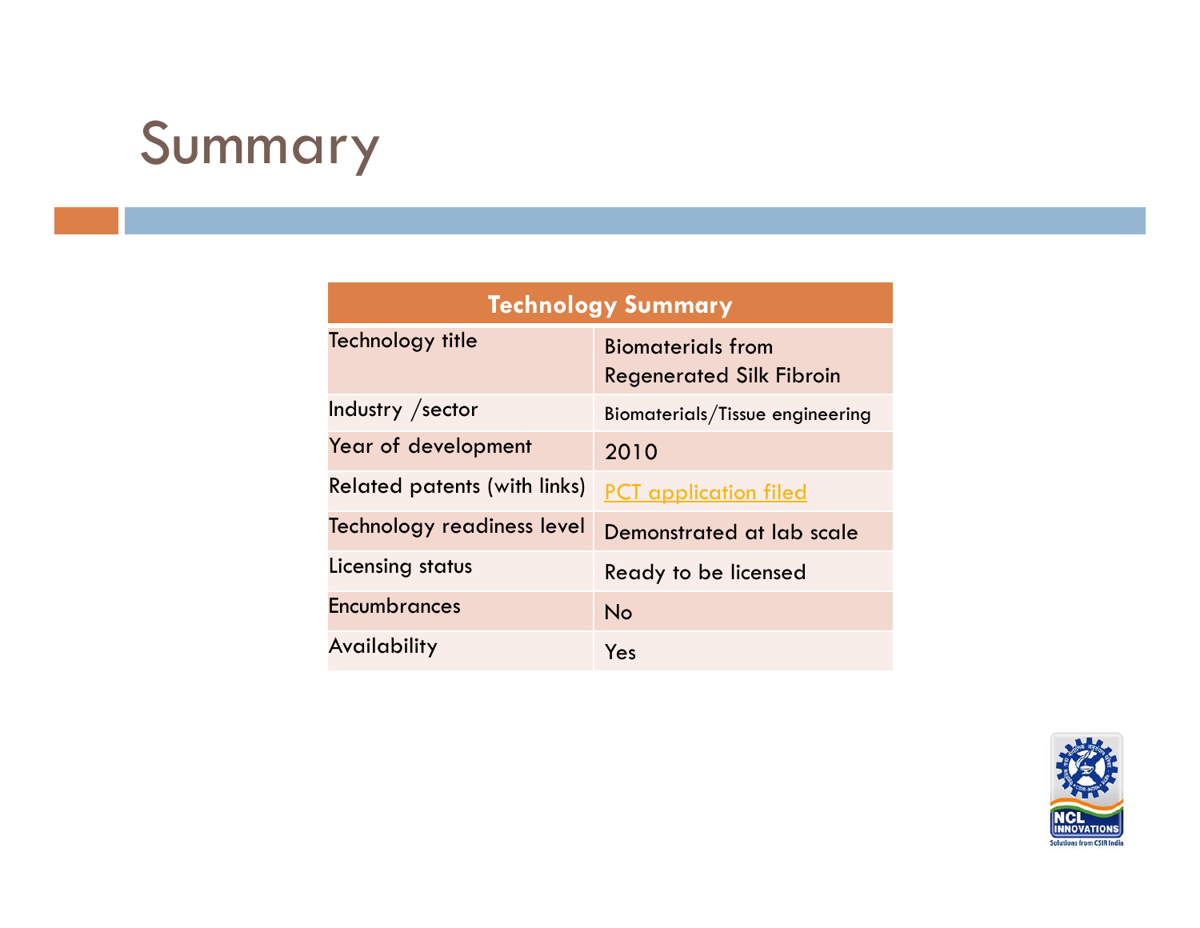# Summary

| Technology Summary | |
|---|---|
| Technology title | Biomaterials from Regenerated Silk Fibroin |
| Industry /sector | Biomaterials/Tissue engineering |
| Year of development | 2010 |
| Related patents (with links) | PCT application filed |
| Technology readiness level | Demonstrated at lab scale |
| Licensing status | Ready to be licensed |
| Encumbrances | No |
| Availability | Yes |